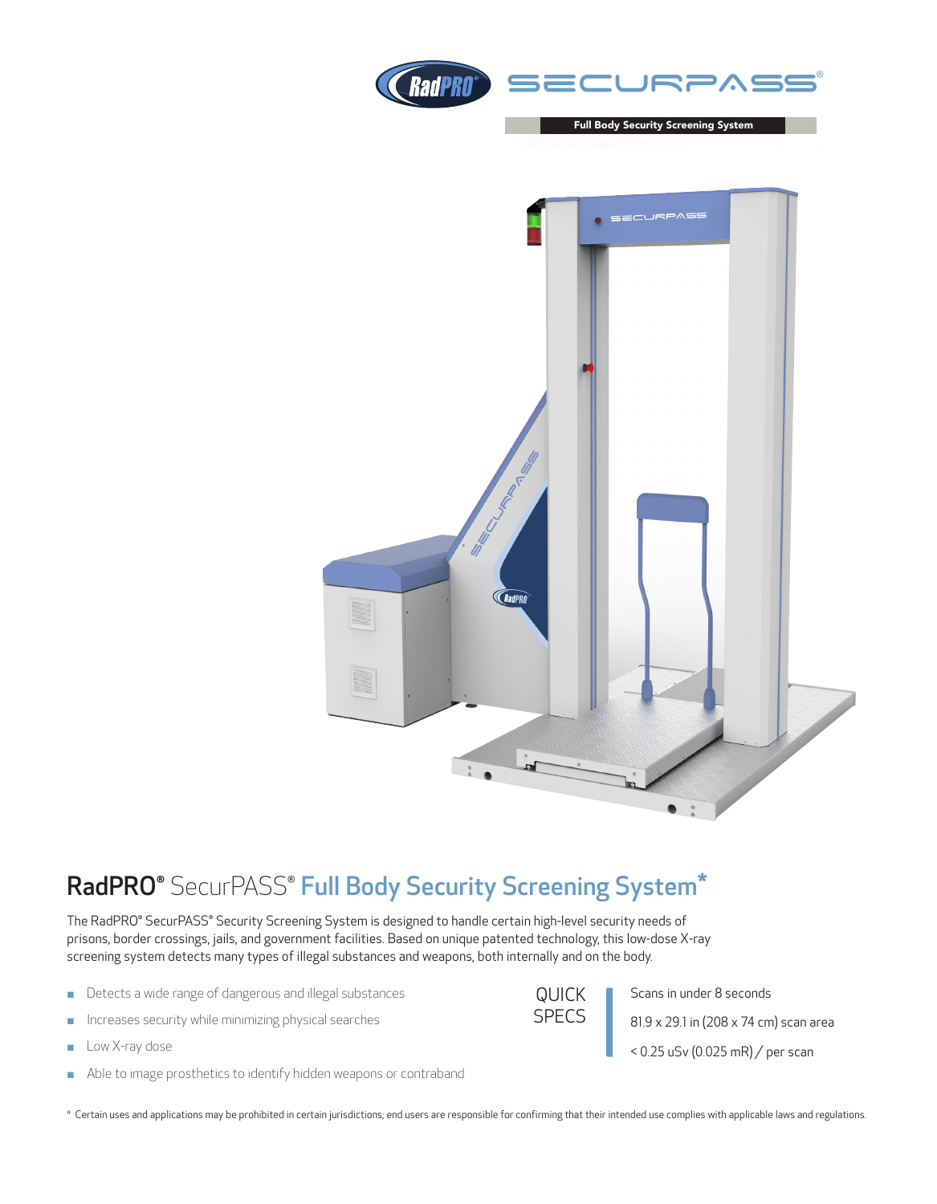RadPRO® SECURPASS®

Full Body Security Screening System

# RadPRO® SecurPASS® Full Body Security Screening System*

The RadPRO® SecurPASS® Security Screening System is designed to handle certain high-level security needs of prisons, border crossings, jails, and government facilities. Based on unique patented technology, this low-dose X-ray screening system detects many types of illegal substances and weapons, both internally and on the body.

- Detects a wide range of dangerous and illegal substances
- Increases security while minimizing physical searches
- Low X-ray dose
- Able to image prosthetics to identify hidden weapons or contraband

## QUICK SPECS

- Scans in under 8 seconds
- 81.9 x 29.1 in (208 x 74 cm) scan area
- < 0.25 uSv (0.025 mR) / per scan

* Certain uses and applications may be prohibited in certain jurisdictions; end users are responsible for confirming that their intended use complies with applicable laws and regulations.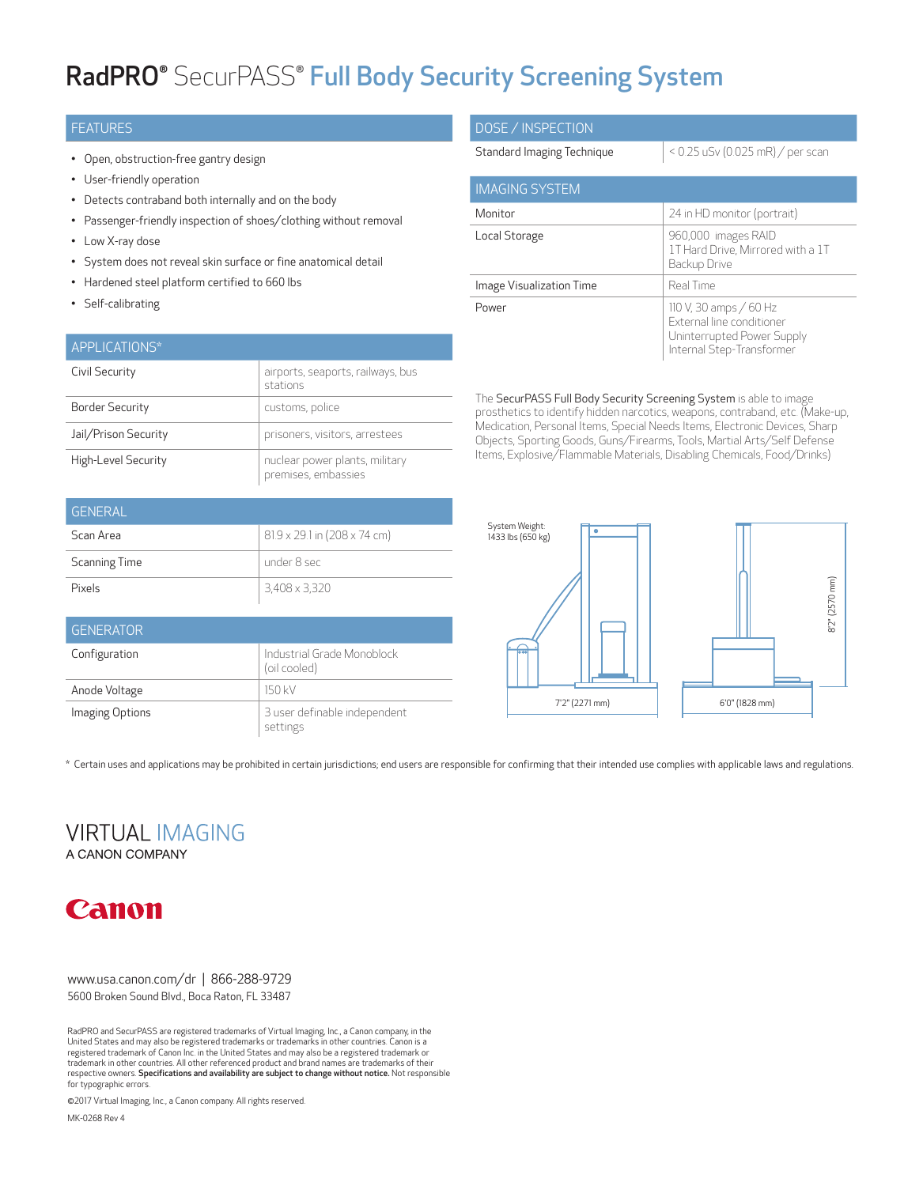# RadPRO® SecurPASS® Full Body Security Screening System

## FEATURES

- Open, obstruction-free gantry design
- User-friendly operation
- Detects contraband both internally and on the body
- Passenger-friendly inspection of shoes/clothing without removal
- Low X-ray dose
- System does not reveal skin surface or fine anatomical detail
- Hardened steel platform certified to 660 lbs
- Self-calibrating

## APPLICATIONS*

| | |
|---|---|
| Civil Security | airports, seaports, railways, bus stations |
| Border Security | customs, police |
| Jail/Prison Security | prisoners, visitors, arrestees |
| High-Level Security | nuclear power plants, military premises, embassies |

## GENERAL

| | |
|---|---|
| Scan Area | 81.9 x 29.1 in (208 x 74 cm) |
| Scanning Time | under 8 sec |
| Pixels | 3,408 x 3,320 |

## GENERATOR

| | |
|---|---|
| Configuration | Industrial Grade Monoblock (oil cooled) |
| Anode Voltage | 150 kV |
| Imaging Options | 3 user definable independent settings |

## DOSE / INSPECTION

| | |
|---|---|
| Standard Imaging Technique | < 0.25 uSv (0.025 mR) / per scan |

## IMAGING SYSTEM

| | |
|---|---|
| Monitor | 24 in HD monitor (portrait) |
| Local Storage | 960,000 images RAID<br>1T Hard Drive, Mirrored with a 1T Backup Drive |
| Image Visualization Time | Real Time |
| Power | 110 V, 30 amps / 60 Hz<br>External line conditioner<br>Uninterrupted Power Supply<br>Internal Step-Transformer |

The SecurPASS Full Body Security Screening System is able to image prosthetics to identify hidden narcotics, weapons, contraband, etc. (Make-up, Medication, Personal Items, Special Needs Items, Electronic Devices, Sharp Objects, Sporting Goods, Guns/Firearms, Tools, Martial Arts/Self Defense Items, Explosive/Flammable Materials, Disabling Chemicals, Food/Drinks)

System Weight: 1433 lbs (650 kg)

7'2" (2271 mm)

6'0" (1828 mm)

8'2" (2570 mm)

\* Certain uses and applications may be prohibited in certain jurisdictions; end users are responsible for confirming that their intended use complies with applicable laws and regulations.

VIRTUAL IMAGING
A CANON COMPANY

Canon

www.usa.canon.com/dr | 866-288-9729
5600 Broken Sound Blvd., Boca Raton, FL 33487

RadPRO and SecurPASS are registered trademarks of Virtual Imaging, Inc., a Canon company, in the United States and may also be registered trademarks or trademarks in other countries. Canon is a registered trademark of Canon Inc. in the United States and may also be a registered trademark or trademark in other countries. All other referenced product and brand names are trademarks of their respective owners. **Specifications and availability are subject to change without notice.** Not responsible for typographic errors.

©2017 Virtual Imaging, Inc., a Canon company. All rights reserved.

MK-0268 Rev 4